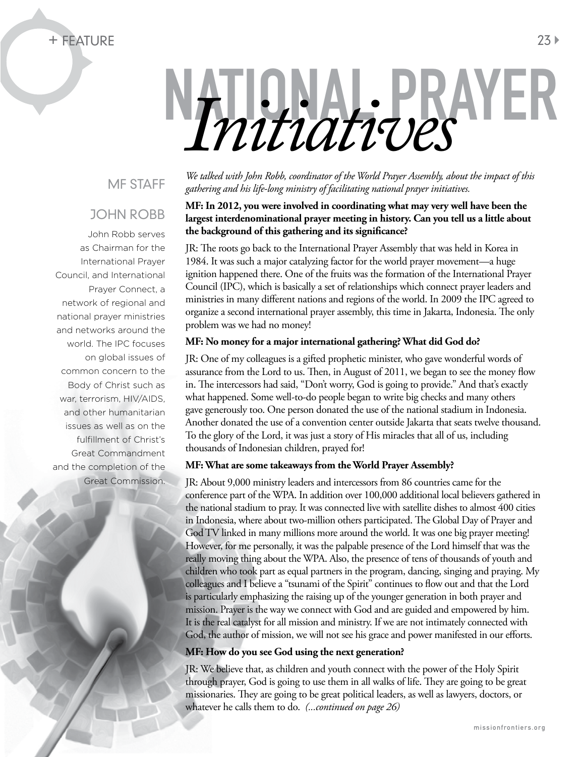# NATIONAL PRAYER *Initiatives*

MF STAFF

JOHN ROBB

John Robb serves as Chairman for the International Prayer Council, and International Prayer Connect, a network of regional and national prayer ministries and networks around the world. The IPC focuses on global issues of common concern to the Body of Christ such as war, terrorism, HIV/AIDS, and other humanitarian issues as well as on the fulfillment of Christ's Great Commandment and the completion of the Great Commission.

*We talked with John Robb, coordinator of the World Prayer Assembly, about the impact of this gathering and his life-long ministry of facilitating national prayer initiatives.*

**MF: In 2012, you were involved in coordinating what may very well have been the largest interdenominational prayer meeting in history. Can you tell us a little about the background of this gathering and its significance?**

JR: The roots go back to the International Prayer Assembly that was held in Korea in 1984. It was such a major catalyzing factor for the world prayer movement—a huge ignition happened there. One of the fruits was the formation of the International Prayer Council (IPC), which is basically a set of relationships which connect prayer leaders and ministries in many different nations and regions of the world. In 2009 the IPC agreed to organize a second international prayer assembly, this time in Jakarta, Indonesia. The only problem was we had no money!

**MF: No money for a major international gathering? What did God do?**

JR: One of my colleagues is a gifted prophetic minister, who gave wonderful words of assurance from the Lord to us. Then, in August of 2011, we began to see the money flow in. The intercessors had said, "Don't worry, God is going to provide." And that's exactly what happened. Some well-to-do people began to write big checks and many others gave generously too. One person donated the use of the national stadium in Indonesia. Another donated the use of a convention center outside Jakarta that seats twelve thousand. To the glory of the Lord, it was just a story of His miracles that all of us, including thousands of Indonesian children, prayed for!

**MF: What are some takeaways from the World Prayer Assembly?**

JR: About 9,000 ministry leaders and intercessors from 86 countries came for the conference part of the WPA. In addition over 100,000 additional local believers gathered in the national stadium to pray. It was connected live with satellite dishes to almost 400 cities in Indonesia, where about two-million others participated. The Global Day of Prayer and God TV linked in many millions more around the world. It was one big prayer meeting! However, for me personally, it was the palpable presence of the Lord himself that was the really moving thing about the WPA. Also, the presence of tens of thousands of youth and children who took part as equal partners in the program, dancing, singing and praying. My colleagues and I believe a "tsunami of the Spirit" continues to flow out and that the Lord is particularly emphasizing the raising up of the younger generation in both prayer and mission. Prayer is the way we connect with God and are guided and empowered by him. It is the real catalyst for all mission and ministry. If we are not intimately connected with God, the author of mission, we will not see his grace and power manifested in our efforts.

**MF: How do you see God using the next generation?**

JR: We believe that, as children and youth connect with the power of the Holy Spirit through prayer, God is going to use them in all walks of life. They are going to be great missionaries. They are going to be great political leaders, as well as lawyers, doctors, or whatever he calls them to do. *(...continued on page 26)*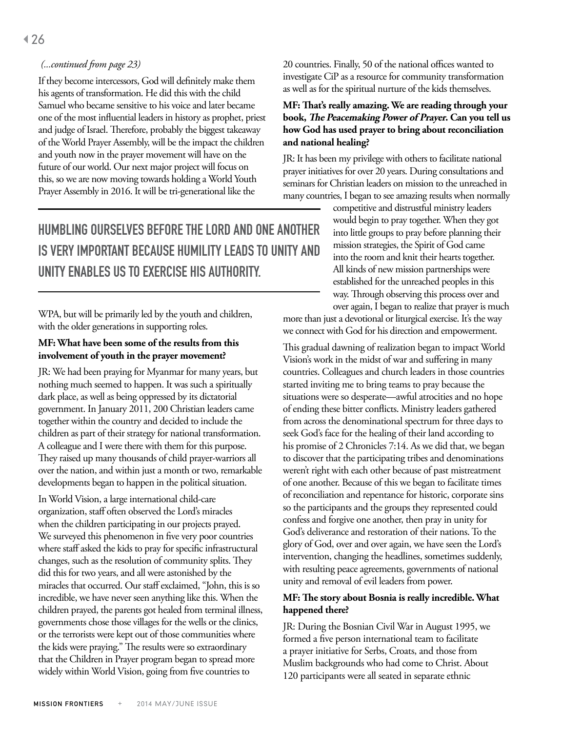*(...continued from page 23)*

If they become intercessors, God will definitely make them his agents of transformation. He did this with the child Samuel who became sensitive to his voice and later became one of the most influential leaders in history as prophet, priest and judge of Israel. Therefore, probably the biggest takeaway of the World Prayer Assembly, will be the impact the children and youth now in the prayer movement will have on the future of our world. Our next major project will focus on this, so we are now moving towards holding a World Youth Prayer Assembly in 2016. It will be tri-generational like the WPA, but will be primarily led by the youth and children, with the older generations in supporting roles.

**HUMBLING OURSELVES BEFORE THE LORD AND ONE ANOTHER IS VERY IMPORTANT BECAUSE HUMILITY LEADS TO UNITY AND UNITY ENABLES US TO EXERCISE HIS AUTHORITY.**

**MF: What have been some of the results from this involvement of youth in the prayer movement?**

JR: We had been praying for Myanmar for many years, but nothing much seemed to happen. It was such a spiritually dark place, as well as being oppressed by its dictatorial government. In January 2011, 200 Christian leaders came together within the country and decided to include the children as part of their strategy for national transformation. A colleague and I were there with them for this purpose. They raised up many thousands of child prayer-warriors all over the nation, and within just a month or two, remarkable developments began to happen in the political situation.

In World Vision, a large international child-care organization, staff often observed the Lord's miracles when the children participating in our projects prayed. We surveyed this phenomenon in five very poor countries where staff asked the kids to pray for specific infrastructural changes, such as the resolution of community splits. They did this for two years, and all were astonished by the miracles that occurred. Our staff exclaimed, "John, this is so incredible, we have never seen anything like this. When the children prayed, the parents got healed from terminal illness, governments chose those villages for the wells or the clinics, or the terrorists were kept out of those communities where the kids were praying." The results were so extraordinary that the Children in Prayer program began to spread more widely within World Vision, going from five countries to 20 countries. Finally, 50 of the national offices wanted to investigate CiP as a resource for community transformation as well as for the spiritual nurture of the kids themselves.

**MF: That's really amazing. We are reading through your book, *The Peacemaking Power of Prayer*. Can you tell us how God has used prayer to bring about reconciliation and national healing?**

JR: It has been my privilege with others to facilitate national prayer initiatives for over 20 years. During consultations and seminars for Christian leaders on mission to the unreached in many countries, I began to see amazing results when normally competitive and distrustful ministry leaders would begin to pray together. When they got into little groups to pray before planning their mission strategies, the Spirit of God came into the room and knit their hearts together. All kinds of new mission partnerships were established for the unreached peoples in this way. Through observing this process over and over again, I began to realize that prayer is much more than just a devotional or liturgical exercise. It's the way we connect with God for his direction and empowerment.

This gradual dawning of realization began to impact World Vision's work in the midst of war and suffering in many countries. Colleagues and church leaders in those countries started inviting me to bring teams to pray because the situations were so desperate—awful atrocities and no hope of ending these bitter conflicts. Ministry leaders gathered from across the denominational spectrum for three days to seek God's face for the healing of their land according to his promise of 2 Chronicles 7:14. As we did that, we began to discover that the participating tribes and denominations weren't right with each other because of past mistreatment of one another. Because of this we began to facilitate times of reconciliation and repentance for historic, corporate sins so the participants and the groups they represented could confess and forgive one another, then pray in unity for God's deliverance and restoration of their nations. To the glory of God, over and over again, we have seen the Lord's intervention, changing the headlines, sometimes suddenly, with resulting peace agreements, governments of national unity and removal of evil leaders from power.

**MF: The story about Bosnia is really incredible. What happened there?**

JR: During the Bosnian Civil War in August 1995, we formed a five person international team to facilitate a prayer initiative for Serbs, Croats, and those from Muslim backgrounds who had come to Christ. About 120 participants were all seated in separate ethnic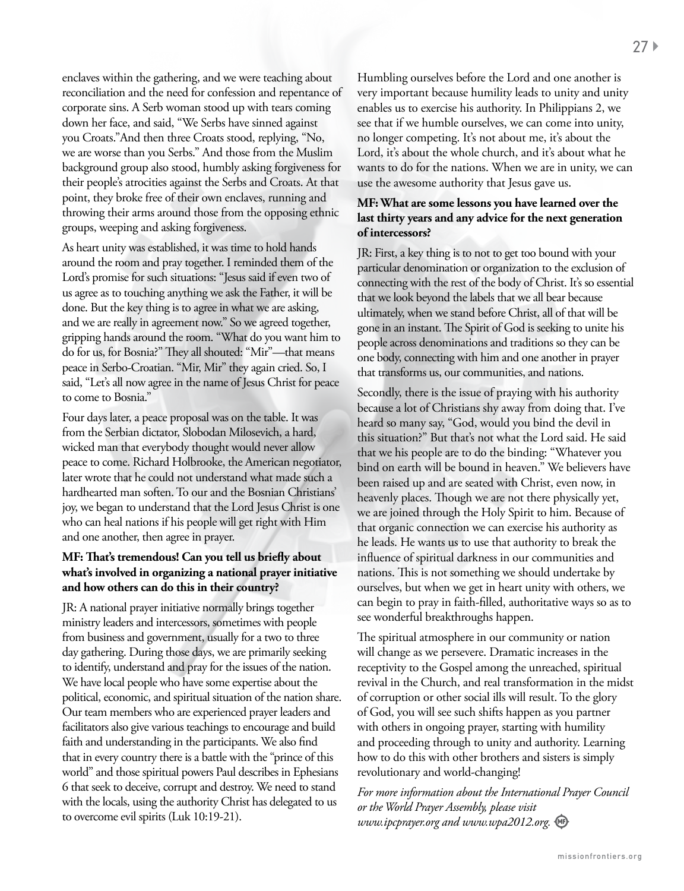enclaves within the gathering, and we were teaching about reconciliation and the need for confession and repentance of corporate sins. A Serb woman stood up with tears coming down her face, and said, "We Serbs have sinned against you Croats."And then three Croats stood, replying, "No, we are worse than you Serbs." And those from the Muslim background group also stood, humbly asking forgiveness for their people's atrocities against the Serbs and Croats. At that point, they broke free of their own enclaves, running and throwing their arms around those from the opposing ethnic groups, weeping and asking forgiveness.

As heart unity was established, it was time to hold hands around the room and pray together. I reminded them of the Lord's promise for such situations: "Jesus said if even two of us agree as to touching anything we ask the Father, it will be done. But the key thing is to agree in what we are asking, and we are really in agreement now." So we agreed together, gripping hands around the room. "What do you want him to do for us, for Bosnia?" They all shouted: "Mir"—that means peace in Serbo-Croatian. "Mir, Mir" they again cried. So, I said, "Let's all now agree in the name of Jesus Christ for peace to come to Bosnia."

Four days later, a peace proposal was on the table. It was from the Serbian dictator, Slobodan Milosevich, a hard, wicked man that everybody thought would never allow peace to come. Richard Holbrooke, the American negotiator, later wrote that he could not understand what made such a hardhearted man soften. To our and the Bosnian Christians' joy, we began to understand that the Lord Jesus Christ is one who can heal nations if his people will get right with Him and one another, then agree in prayer.

**MF: That's tremendous! Can you tell us briefly about what's involved in organizing a national prayer initiative and how others can do this in their country?**

JR: A national prayer initiative normally brings together ministry leaders and intercessors, sometimes with people from business and government, usually for a two to three day gathering. During those days, we are primarily seeking to identify, understand and pray for the issues of the nation. We have local people who have some expertise about the political, economic, and spiritual situation of the nation share. Our team members who are experienced prayer leaders and facilitators also give various teachings to encourage and build faith and understanding in the participants. We also find that in every country there is a battle with the "prince of this world" and those spiritual powers Paul describes in Ephesians 6 that seek to deceive, corrupt and destroy. We need to stand with the locals, using the authority Christ has delegated to us to overcome evil spirits (Luk 10:19-21).

Humbling ourselves before the Lord and one another is very important because humility leads to unity and unity enables us to exercise his authority. In Philippians 2, we see that if we humble ourselves, we can come into unity, no longer competing. It's not about me, it's about the Lord, it's about the whole church, and it's about what he wants to do for the nations. When we are in unity, we can use the awesome authority that Jesus gave us.

**MF: What are some lessons you have learned over the last thirty years and any advice for the next generation of intercessors?**

JR: First, a key thing is to not to get too bound with your particular denomination or organization to the exclusion of connecting with the rest of the body of Christ. It's so essential that we look beyond the labels that we all bear because ultimately, when we stand before Christ, all of that will be gone in an instant. The Spirit of God is seeking to unite his people across denominations and traditions so they can be one body, connecting with him and one another in prayer that transforms us, our communities, and nations.

Secondly, there is the issue of praying with his authority because a lot of Christians shy away from doing that. I've heard so many say, "God, would you bind the devil in this situation?" But that's not what the Lord said. He said that we his people are to do the binding: "Whatever you bind on earth will be bound in heaven." We believers have been raised up and are seated with Christ, even now, in heavenly places. Though we are not there physically yet, we are joined through the Holy Spirit to him. Because of that organic connection we can exercise his authority as he leads. He wants us to use that authority to break the influence of spiritual darkness in our communities and nations. This is not something we should undertake by ourselves, but when we get in heart unity with others, we can begin to pray in faith-filled, authoritative ways so as to see wonderful breakthroughs happen.

The spiritual atmosphere in our community or nation will change as we persevere. Dramatic increases in the receptivity to the Gospel among the unreached, spiritual revival in the Church, and real transformation in the midst of corruption or other social ills will result. To the glory of God, you will see such shifts happen as you partner with others in ongoing prayer, starting with humility and proceeding through to unity and authority. Learning how to do this with other brothers and sisters is simply revolutionary and world-changing!

*For more information about the International Prayer Council or the World Prayer Assembly, please visit www.ipcprayer.org and www.wpa2012.org.*